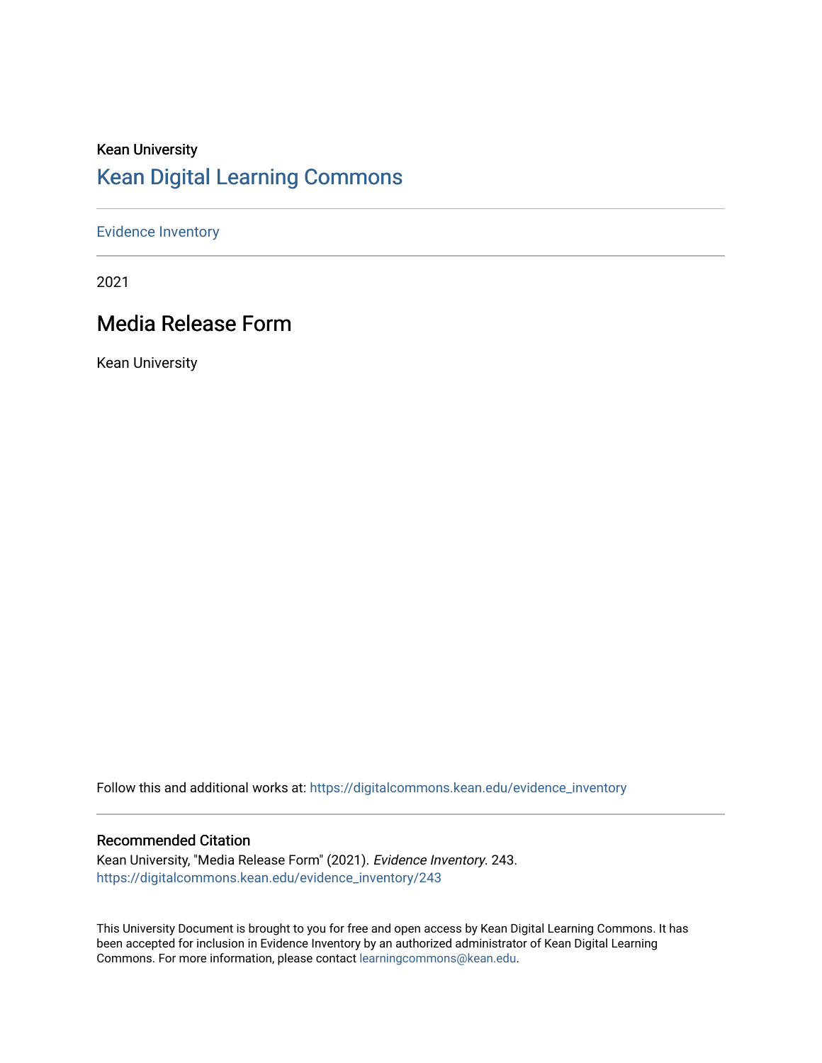Kean University

# Kean Digital Learning Commons

Evidence Inventory

2021

## Media Release Form

Kean University

Follow this and additional works at: https://digitalcommons.kean.edu/evidence_inventory

### Recommended Citation

Kean University, "Media Release Form" (2021). *Evidence Inventory*. 243.
https://digitalcommons.kean.edu/evidence_inventory/243

This University Document is brought to you for free and open access by Kean Digital Learning Commons. It has been accepted for inclusion in Evidence Inventory by an authorized administrator of Kean Digital Learning Commons. For more information, please contact learningcommons@kean.edu.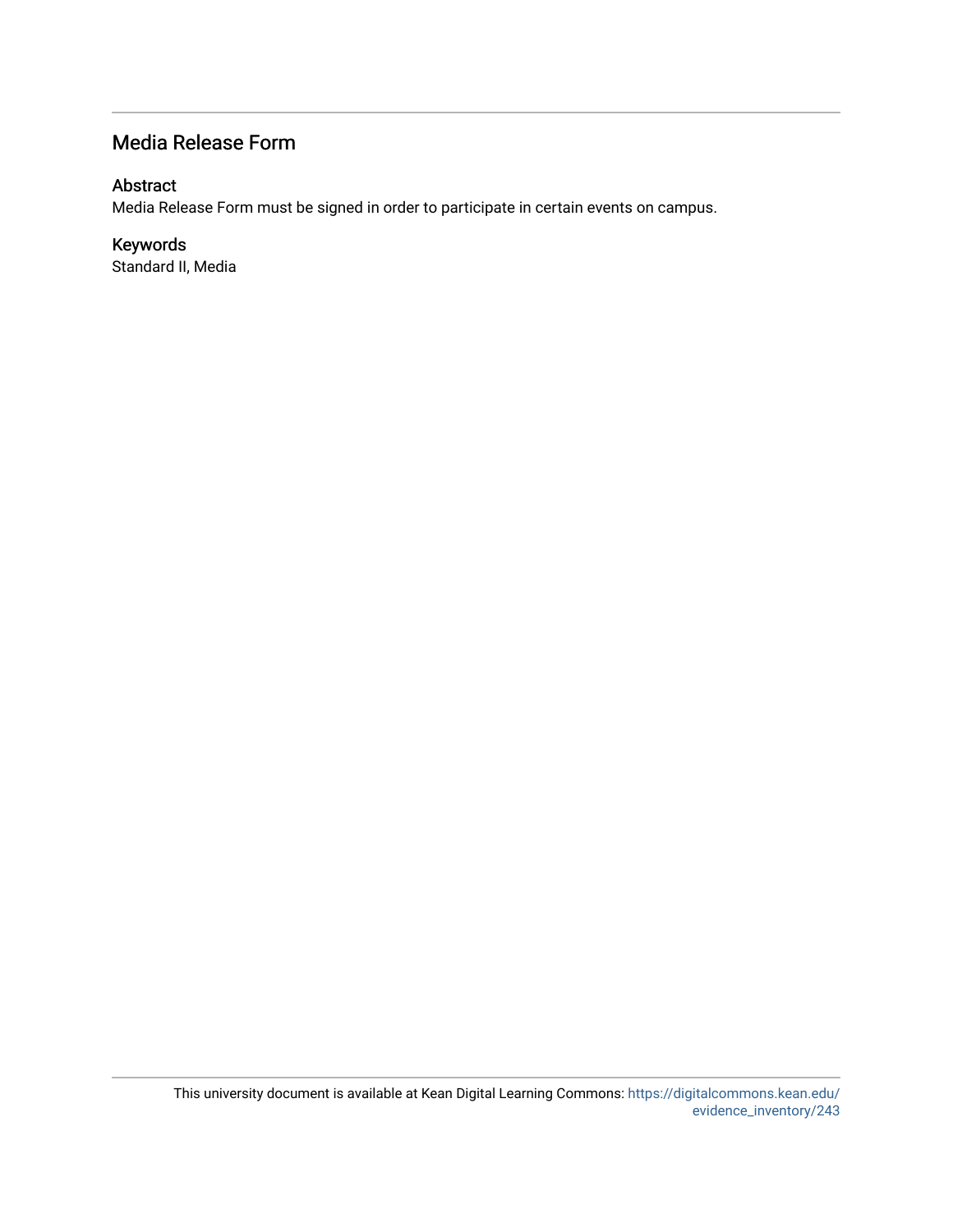## Media Release Form

### Abstract

Media Release Form must be signed in order to participate in certain events on campus.

### Keywords

Standard II, Media

This university document is available at Kean Digital Learning Commons: https://digitalcommons.kean.edu/evidence_inventory/243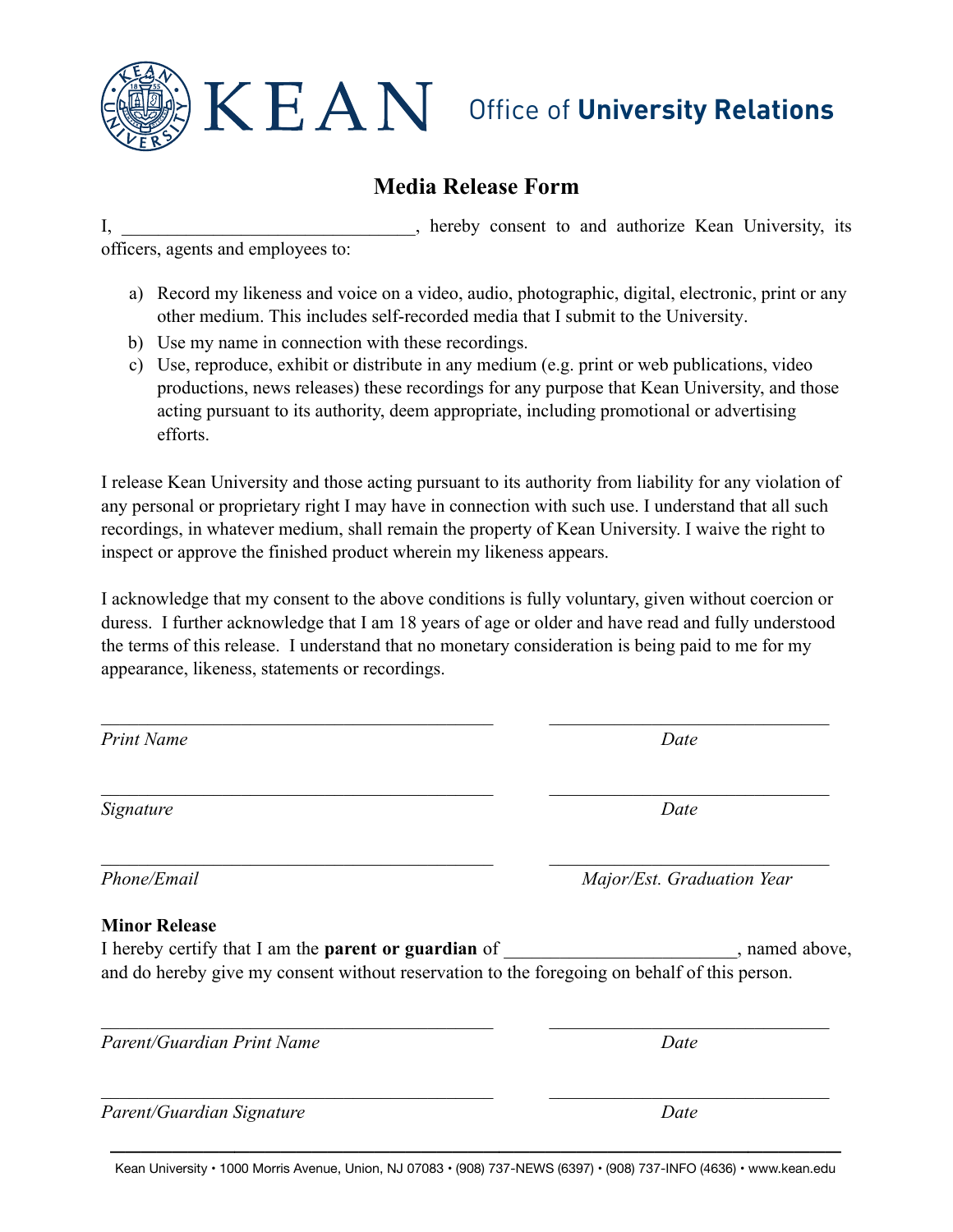KEAN Office of **University Relations**

# Media Release Form

I, _______________________________, hereby consent to and authorize Kean University, its officers, agents and employees to:

a) Record my likeness and voice on a video, audio, photographic, digital, electronic, print or any other medium. This includes self-recorded media that I submit to the University.
b) Use my name in connection with these recordings.
c) Use, reproduce, exhibit or distribute in any medium (e.g. print or web publications, video productions, news releases) these recordings for any purpose that Kean University, and those acting pursuant to its authority, deem appropriate, including promotional or advertising efforts.

I release Kean University and those acting pursuant to its authority from liability for any violation of any personal or proprietary right I may have in connection with such use. I understand that all such recordings, in whatever medium, shall remain the property of Kean University. I waive the right to inspect or approve the finished product wherein my likeness appears.

I acknowledge that my consent to the above conditions is fully voluntary, given without coercion or duress. I further acknowledge that I am 18 years of age or older and have read and fully understood the terms of this release. I understand that no monetary consideration is being paid to me for my appearance, likeness, statements or recordings.

_________________________________________ &nbsp;&nbsp;&nbsp; _____________________________

*Print Name* &nbsp;&nbsp;&nbsp; *Date*

_________________________________________ &nbsp;&nbsp;&nbsp; _____________________________

*Signature* &nbsp;&nbsp;&nbsp; *Date*

_________________________________________ &nbsp;&nbsp;&nbsp; _____________________________

*Phone/Email* &nbsp;&nbsp;&nbsp; *Major/Est. Graduation Year*

**Minor Release**

I hereby certify that I am the **parent or guardian** of ________________________, named above, and do hereby give my consent without reservation to the foregoing on behalf of this person.

_________________________________________ &nbsp;&nbsp;&nbsp; _____________________________

*Parent/Guardian Print Name* &nbsp;&nbsp;&nbsp; *Date*

_________________________________________ &nbsp;&nbsp;&nbsp; _____________________________

*Parent/Guardian Signature* &nbsp;&nbsp;&nbsp; *Date*

Kean University • 1000 Morris Avenue, Union, NJ 07083 • (908) 737-NEWS (6397) • (908) 737-INFO (4636) • www.kean.edu